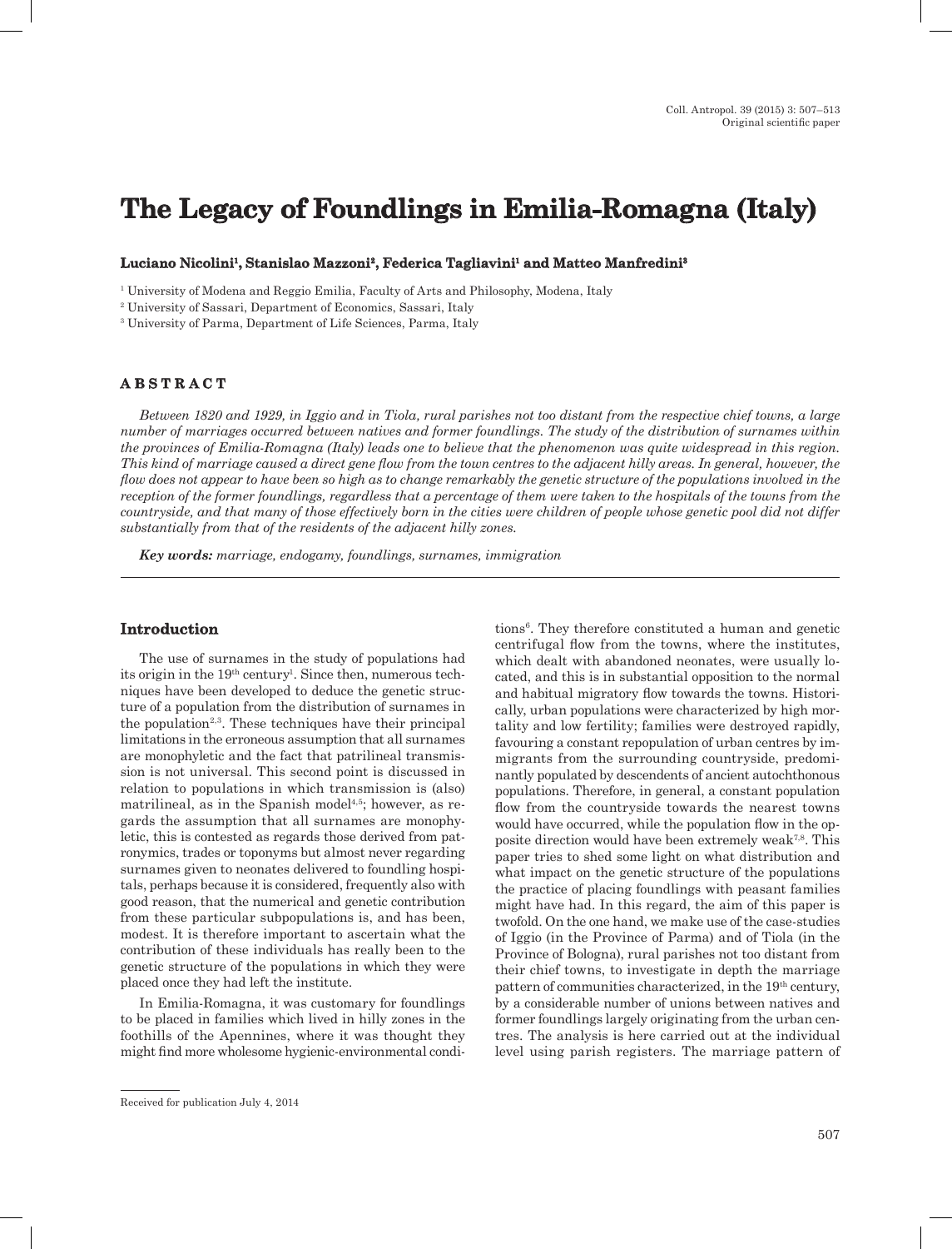# The Legacy of Foundlings in Emilia-Romagna (Italy)

**Luciano Nicolini[1], Stanislao Mazzoni[2], Federica Tagliavini[1] and Matteo Manfredini[3]**

[1] University of Modena and Reggio Emilia, Faculty of Arts and Philosophy, Modena, Italy

[2] University of Sassari, Department of Economics, Sassari, Italy

[3] University of Parma, Department of Life Sciences, Parma, Italy

## ABSTRACT

*Between 1820 and 1929, in Iggio and in Tiola, rural parishes not too distant from the respective chief towns, a large number of marriages occurred between natives and former foundlings. The study of the distribution of surnames within the provinces of Emilia-Romagna (Italy) leads one to believe that the phenomenon was quite widespread in this region. This kind of marriage caused a direct gene flow from the town centres to the adjacent hilly areas. In general, however, the flow does not appear to have been so high as to change remarkably the genetic structure of the populations involved in the reception of the former foundlings, regardless that a percentage of them were taken to the hospitals of the towns from the countryside, and that many of those effectively born in the cities were children of people whose genetic pool did not differ substantially from that of the residents of the adjacent hilly zones.*

***Key words:*** *marriage, endogamy, foundlings, surnames, immigration*

## Introduction

The use of surnames in the study of populations had its origin in the 19th century[1]. Since then, numerous techniques have been developed to deduce the genetic structure of a population from the distribution of surnames in the population[2,3]. These techniques have their principal limitations in the erroneous assumption that all surnames are monophyletic and the fact that patrilineal transmission is not universal. This second point is discussed in relation to populations in which transmission is (also) matrilineal, as in the Spanish model[4,5]; however, as regards the assumption that all surnames are monophyletic, this is contested as regards those derived from patronymics, trades or toponyms but almost never regarding surnames given to neonates delivered to foundling hospitals, perhaps because it is considered, frequently also with good reason, that the numerical and genetic contribution from these particular subpopulations is, and has been, modest. It is therefore important to ascertain what the contribution of these individuals has really been to the genetic structure of the populations in which they were placed once they had left the institute.

In Emilia-Romagna, it was customary for foundlings to be placed in families which lived in hilly zones in the foothills of the Apennines, where it was thought they might find more wholesome hygienic-environmental conditions[6]. They therefore constituted a human and genetic centrifugal flow from the towns, where the institutes, which dealt with abandoned neonates, were usually located, and this is in substantial opposition to the normal and habitual migratory flow towards the towns. Historically, urban populations were characterized by high mortality and low fertility; families were destroyed rapidly, favouring a constant repopulation of urban centres by immigrants from the surrounding countryside, predominantly populated by descendents of ancient autochthonous populations. Therefore, in general, a constant population flow from the countryside towards the nearest towns would have occurred, while the population flow in the opposite direction would have been extremely weak[7,8]. This paper tries to shed some light on what distribution and what impact on the genetic structure of the populations the practice of placing foundlings with peasant families might have had. In this regard, the aim of this paper is twofold. On the one hand, we make use of the case-studies of Iggio (in the Province of Parma) and of Tiola (in the Province of Bologna), rural parishes not too distant from their chief towns, to investigate in depth the marriage pattern of communities characterized, in the 19th century, by a considerable number of unions between natives and former foundlings largely originating from the urban centres. The analysis is here carried out at the individual level using parish registers. The marriage pattern of

Received for publication July 4, 2014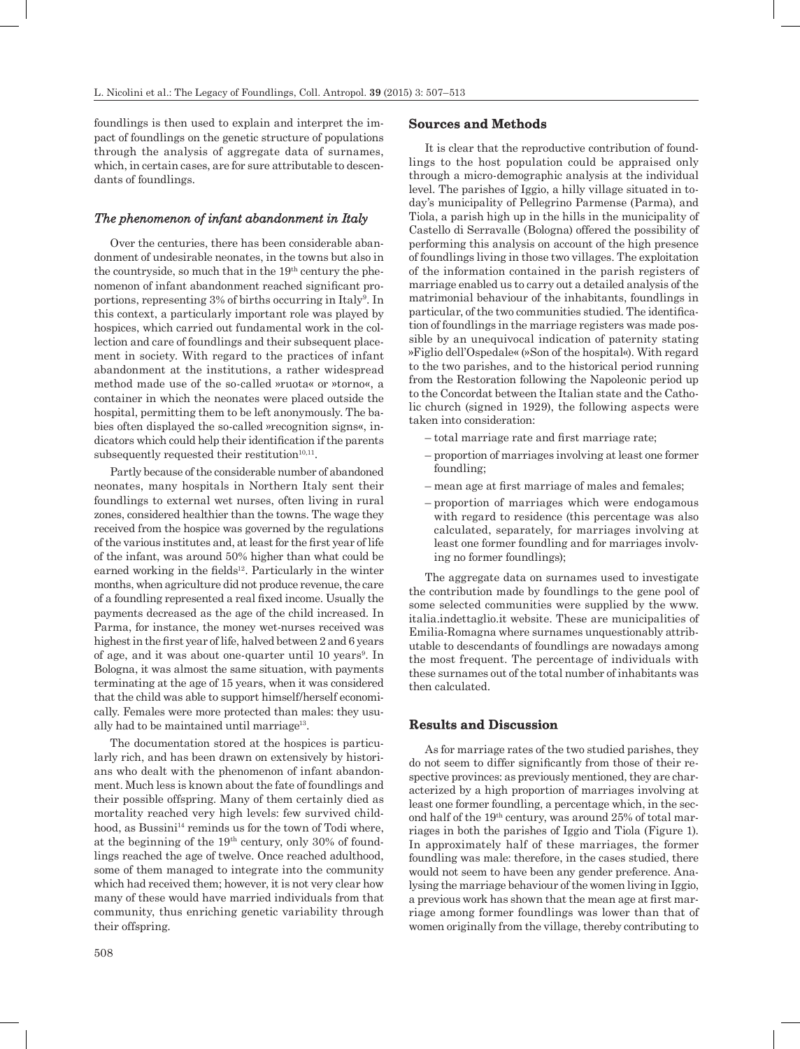foundlings is then used to explain and interpret the impact of foundlings on the genetic structure of populations through the analysis of aggregate data of surnames, which, in certain cases, are for sure attributable to descendants of foundlings.

### *The phenomenon of infant abandonment in Italy*

Over the centuries, there has been considerable abandonment of undesirable neonates, in the towns but also in the countryside, so much that in the 19th century the phenomenon of infant abandonment reached significant proportions, representing 3% of births occurring in Italy[9]. In this context, a particularly important role was played by hospices, which carried out fundamental work in the collection and care of foundlings and their subsequent placement in society. With regard to the practices of infant abandonment at the institutions, a rather widespread method made use of the so-called »ruota« or »torno«, a container in which the neonates were placed outside the hospital, permitting them to be left anonymously. The babies often displayed the so-called »recognition signs«, indicators which could help their identification if the parents subsequently requested their restitution[10,11].

Partly because of the considerable number of abandoned neonates, many hospitals in Northern Italy sent their foundlings to external wet nurses, often living in rural zones, considered healthier than the towns. The wage they received from the hospice was governed by the regulations of the various institutes and, at least for the first year of life of the infant, was around 50% higher than what could be earned working in the fields[12]. Particularly in the winter months, when agriculture did not produce revenue, the care of a foundling represented a real fixed income. Usually the payments decreased as the age of the child increased. In Parma, for instance, the money wet-nurses received was highest in the first year of life, halved between 2 and 6 years of age, and it was about one-quarter until 10 years[9]. In Bologna, it was almost the same situation, with payments terminating at the age of 15 years, when it was considered that the child was able to support himself/herself economically. Females were more protected than males: they usually had to be maintained until marriage[13].

The documentation stored at the hospices is particularly rich, and has been drawn on extensively by historians who dealt with the phenomenon of infant abandonment. Much less is known about the fate of foundlings and their possible offspring. Many of them certainly died as mortality reached very high levels: few survived childhood, as Bussini[14] reminds us for the town of Todi where, at the beginning of the 19th century, only 30% of foundlings reached the age of twelve. Once reached adulthood, some of them managed to integrate into the community which had received them; however, it is not very clear how many of these would have married individuals from that community, thus enriching genetic variability through their offspring.

## Sources and Methods

It is clear that the reproductive contribution of foundlings to the host population could be appraised only through a micro-demographic analysis at the individual level. The parishes of Iggio, a hilly village situated in today's municipality of Pellegrino Parmense (Parma), and Tiola, a parish high up in the hills in the municipality of Castello di Serravalle (Bologna) offered the possibility of performing this analysis on account of the high presence of foundlings living in those two villages. The exploitation of the information contained in the parish registers of marriage enabled us to carry out a detailed analysis of the matrimonial behaviour of the inhabitants, foundlings in particular, of the two communities studied. The identification of foundlings in the marriage registers was made possible by an unequivocal indication of paternity stating »Figlio dell'Ospedale« (»Son of the hospital«). With regard to the two parishes, and to the historical period running from the Restoration following the Napoleonic period up to the Concordat between the Italian state and the Catholic church (signed in 1929), the following aspects were taken into consideration:

- total marriage rate and first marriage rate;
- proportion of marriages involving at least one former foundling;
- mean age at first marriage of males and females;
- proportion of marriages which were endogamous with regard to residence (this percentage was also calculated, separately, for marriages involving at least one former foundling and for marriages involving no former foundlings);

The aggregate data on surnames used to investigate the contribution made by foundlings to the gene pool of some selected communities were supplied by the www.italia.indettaglio.it website. These are municipalities of Emilia-Romagna where surnames unquestionably attributable to descendants of foundlings are nowadays among the most frequent. The percentage of individuals with these surnames out of the total number of inhabitants was then calculated.

## Results and Discussion

As for marriage rates of the two studied parishes, they do not seem to differ significantly from those of their respective provinces: as previously mentioned, they are characterized by a high proportion of marriages involving at least one former foundling, a percentage which, in the second half of the 19th century, was around 25% of total marriages in both the parishes of Iggio and Tiola (Figure 1). In approximately half of these marriages, the former foundling was male: therefore, in the cases studied, there would not seem to have been any gender preference. Analysing the marriage behaviour of the women living in Iggio, a previous work has shown that the mean age at first marriage among former foundlings was lower than that of women originally from the village, thereby contributing to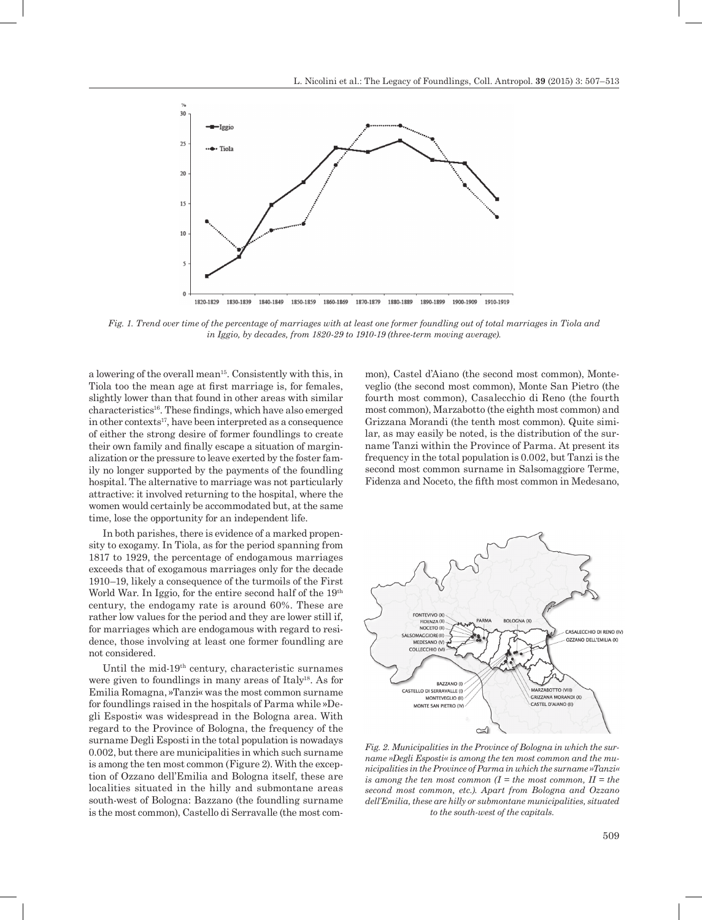*Fig. 1. Trend over time of the percentage of marriages with at least one former foundling out of total marriages in Tiola and in Iggio, by decades, from 1820-29 to 1910-19 (three-term moving average).*

a lowering of the overall mean[15]. Consistently with this, in Tiola too the mean age at first marriage is, for females, slightly lower than that found in other areas with similar characteristics[16]. These findings, which have also emerged in other contexts[17], have been interpreted as a consequence of either the strong desire of former foundlings to create their own family and finally escape a situation of marginalization or the pressure to leave exerted by the foster family no longer supported by the payments of the foundling hospital. The alternative to marriage was not particularly attractive: it involved returning to the hospital, where the women would certainly be accommodated but, at the same time, lose the opportunity for an independent life.

In both parishes, there is evidence of a marked propensity to exogamy. In Tiola, as for the period spanning from 1817 to 1929, the percentage of endogamous marriages exceeds that of exogamous marriages only for the decade 1910–19, likely a consequence of the turmoils of the First World War. In Iggio, for the entire second half of the 19th century, the endogamy rate is around 60%. These are rather low values for the period and they are lower still if, for marriages which are endogamous with regard to residence, those involving at least one former foundling are not considered.

Until the mid-19th century, characteristic surnames were given to foundlings in many areas of Italy[18]. As for Emilia Romagna, »Tanzi« was the most common surname for foundlings raised in the hospitals of Parma while »Degli Esposti« was widespread in the Bologna area. With regard to the Province of Bologna, the frequency of the surname Degli Esposti in the total population is nowadays 0.002, but there are municipalities in which such surname is among the ten most common (Figure 2). With the exception of Ozzano dell'Emilia and Bologna itself, these are localities situated in the hilly and submontane areas south-west of Bologna: Bazzano (the foundling surname is the most common), Castello di Serravalle (the most common), Castel d'Aiano (the second most common), Monteveglio (the second most common), Monte San Pietro (the fourth most common), Casalecchio di Reno (the fourth most common), Marzabotto (the eighth most common) and Grizzana Morandi (the tenth most common). Quite similar, as may easily be noted, is the distribution of the surname Tanzi within the Province of Parma. At present its frequency in the total population is 0.002, but Tanzi is the second most common surname in Salsomaggiore Terme, Fidenza and Noceto, the fifth most common in Medesano,

*Fig. 2. Municipalities in the Province of Bologna in which the surname »Degli Esposti« is among the ten most common and the municipalities in the Province of Parma in which the surname »Tanzi« is among the ten most common (I = the most common, II = the second most common, etc.). Apart from Bologna and Ozzano dell'Emilia, these are hilly or submontane municipalities, situated to the south-west of the capitals.*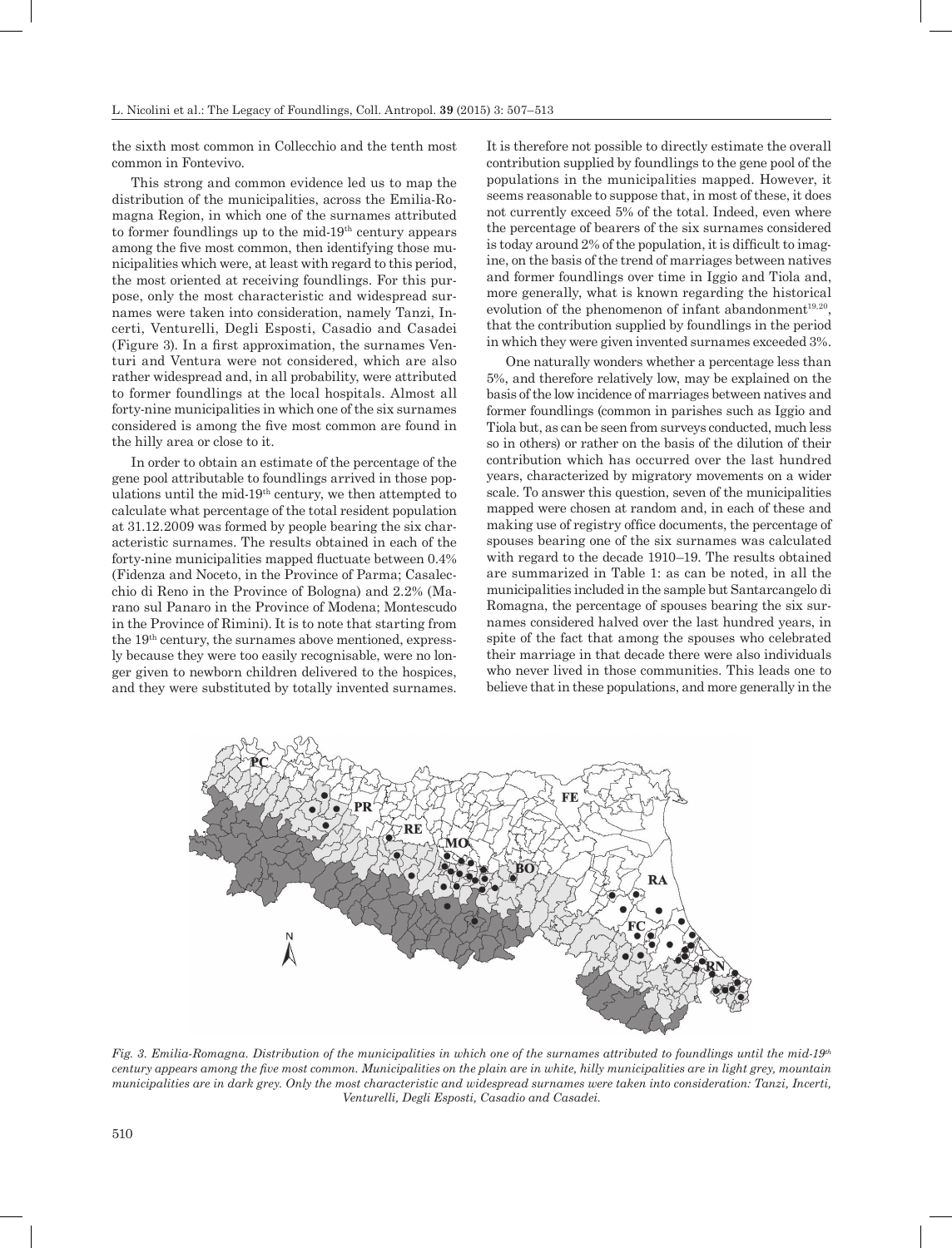the sixth most common in Collecchio and the tenth most common in Fontevivo.

This strong and common evidence led us to map the distribution of the municipalities, across the Emilia-Romagna Region, in which one of the surnames attributed to former foundlings up to the mid-19th century appears among the five most common, then identifying those municipalities which were, at least with regard to this period, the most oriented at receiving foundlings. For this purpose, only the most characteristic and widespread surnames were taken into consideration, namely Tanzi, Incerti, Venturelli, Degli Esposti, Casadio and Casadei (Figure 3). In a first approximation, the surnames Venturi and Ventura were not considered, which are also rather widespread and, in all probability, were attributed to former foundlings at the local hospitals. Almost all forty-nine municipalities in which one of the six surnames considered is among the five most common are found in the hilly area or close to it.

In order to obtain an estimate of the percentage of the gene pool attributable to foundlings arrived in those populations until the mid-19th century, we then attempted to calculate what percentage of the total resident population at 31.12.2009 was formed by people bearing the six characteristic surnames. The results obtained in each of the forty-nine municipalities mapped fluctuate between 0.4% (Fidenza and Noceto, in the Province of Parma; Casalecchio di Reno in the Province of Bologna) and 2.2% (Marano sul Panaro in the Province of Modena; Montescudo in the Province of Rimini). It is to note that starting from the 19th century, the surnames above mentioned, expressly because they were too easily recognisable, were no longer given to newborn children delivered to the hospices, and they were substituted by totally invented surnames. It is therefore not possible to directly estimate the overall contribution supplied by foundlings to the gene pool of the populations in the municipalities mapped. However, it seems reasonable to suppose that, in most of these, it does not currently exceed 5% of the total. Indeed, even where the percentage of bearers of the six surnames considered is today around 2% of the population, it is difficult to imagine, on the basis of the trend of marriages between natives and former foundlings over time in Iggio and Tiola and, more generally, what is known regarding the historical evolution of the phenomenon of infant abandonment[19,20], that the contribution supplied by foundlings in the period in which they were given invented surnames exceeded 3%.

One naturally wonders whether a percentage less than 5%, and therefore relatively low, may be explained on the basis of the low incidence of marriages between natives and former foundlings (common in parishes such as Iggio and Tiola but, as can be seen from surveys conducted, much less so in others) or rather on the basis of the dilution of their contribution which has occurred over the last hundred years, characterized by migratory movements on a wider scale. To answer this question, seven of the municipalities mapped were chosen at random and, in each of these and making use of registry office documents, the percentage of spouses bearing one of the six surnames was calculated with regard to the decade 1910–19. The results obtained are summarized in Table 1: as can be noted, in all the municipalities included in the sample but Santarcangelo di Romagna, the percentage of spouses bearing the six surnames considered halved over the last hundred years, in spite of the fact that among the spouses who celebrated their marriage in that decade there were also individuals who never lived in those communities. This leads one to believe that in these populations, and more generally in the

*Fig. 3. Emilia-Romagna. Distribution of the municipalities in which one of the surnames attributed to foundlings until the mid-19th century appears among the five most common. Municipalities on the plain are in white, hilly municipalities are in light grey, mountain municipalities are in dark grey. Only the most characteristic and widespread surnames were taken into consideration: Tanzi, Incerti, Venturelli, Degli Esposti, Casadio and Casadei.*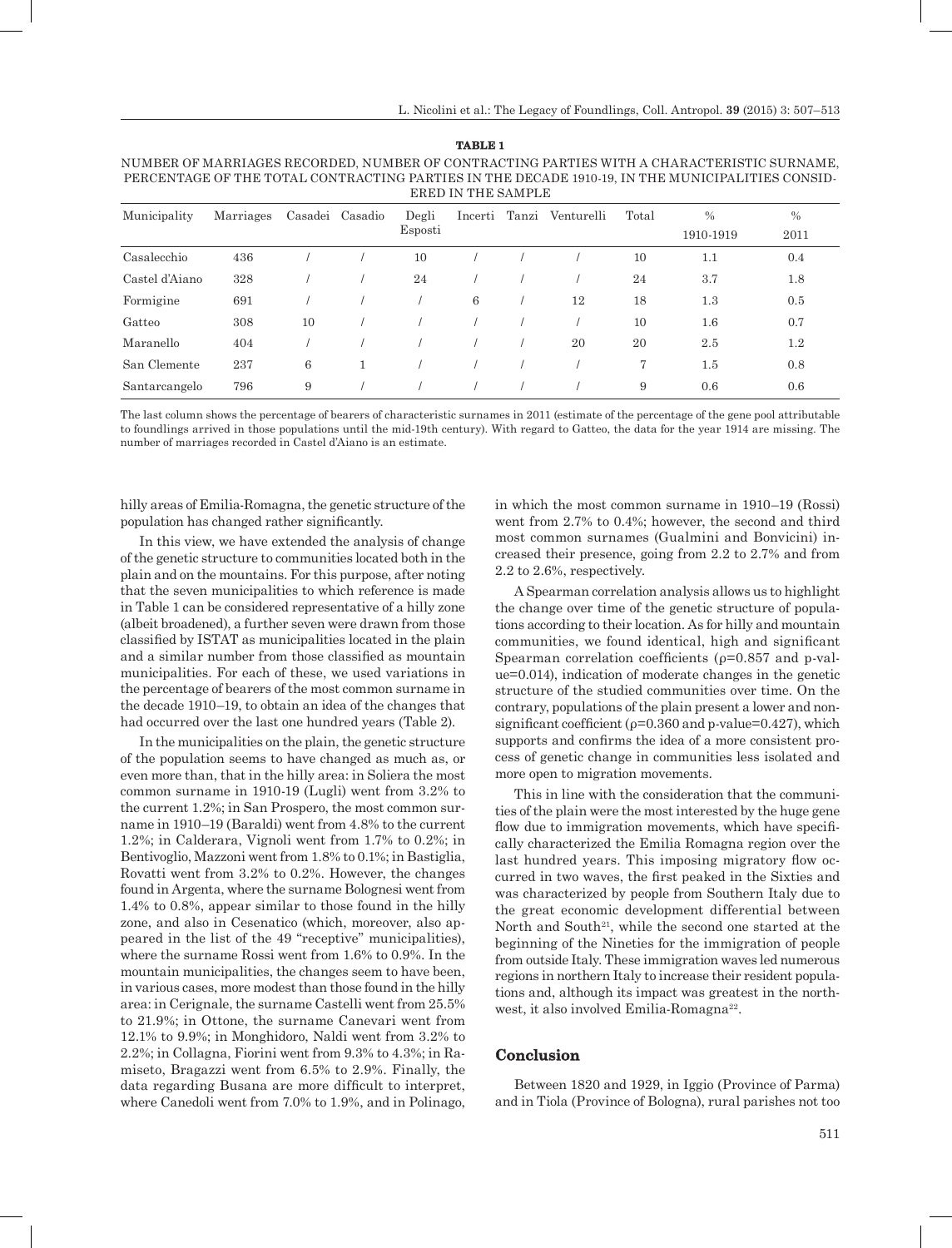**TABLE 1**

NUMBER OF MARRIAGES RECORDED, NUMBER OF CONTRACTING PARTIES WITH A CHARACTERISTIC SURNAME, PERCENTAGE OF THE TOTAL CONTRACTING PARTIES IN THE DECADE 1910-19, IN THE MUNICIPALITIES CONSIDERED IN THE SAMPLE

| Municipality | Marriages | Casadei | Casadio | Degli Esposti | Incerti | Tanzi | Venturelli | Total | % 1910-1919 | % 2011 |
|---|---|---|---|---|---|---|---|---|---|---|
| Casalecchio | 436 | / | / | 10 | / | / | / | 10 | 1.1 | 0.4 |
| Castel d'Aiano | 328 | / | / | 24 | / | / | / | 24 | 3.7 | 1.8 |
| Formigine | 691 | / | / | / | 6 | / | 12 | 18 | 1.3 | 0.5 |
| Gatteo | 308 | 10 | / | / | / | / | / | 10 | 1.6 | 0.7 |
| Maranello | 404 | / | / | / | / | / | 20 | 20 | 2.5 | 1.2 |
| San Clemente | 237 | 6 | 1 | / | / | / | / | 7 | 1.5 | 0.8 |
| Santarcangelo | 796 | 9 | / | / | / | / | / | 9 | 0.6 | 0.6 |

The last column shows the percentage of bearers of characteristic surnames in 2011 (estimate of the percentage of the gene pool attributable to foundlings arrived in those populations until the mid-19th century). With regard to Gatteo, the data for the year 1914 are missing. The number of marriages recorded in Castel d'Aiano is an estimate.

hilly areas of Emilia-Romagna, the genetic structure of the population has changed rather significantly.

In this view, we have extended the analysis of change of the genetic structure to communities located both in the plain and on the mountains. For this purpose, after noting that the seven municipalities to which reference is made in Table 1 can be considered representative of a hilly zone (albeit broadened), a further seven were drawn from those classified by ISTAT as municipalities located in the plain and a similar number from those classified as mountain municipalities. For each of these, we used variations in the percentage of bearers of the most common surname in the decade 1910–19, to obtain an idea of the changes that had occurred over the last one hundred years (Table 2).

In the municipalities on the plain, the genetic structure of the population seems to have changed as much as, or even more than, that in the hilly area: in Soliera the most common surname in 1910-19 (Lugli) went from 3.2% to the current 1.2%; in San Prospero, the most common surname in 1910–19 (Baraldi) went from 4.8% to the current 1.2%; in Calderara, Vignoli went from 1.7% to 0.2%; in Bentivoglio, Mazzoni went from 1.8% to 0.1%; in Bastiglia, Rovatti went from 3.2% to 0.2%. However, the changes found in Argenta, where the surname Bolognesi went from 1.4% to 0.8%, appear similar to those found in the hilly zone, and also in Cesenatico (which, moreover, also appeared in the list of the 49 "receptive" municipalities), where the surname Rossi went from 1.6% to 0.9%. In the mountain municipalities, the changes seem to have been, in various cases, more modest than those found in the hilly area: in Cerignale, the surname Castelli went from 25.5% to 21.9%; in Ottone, the surname Canevari went from 12.1% to 9.9%; in Monghidoro, Naldi went from 3.2% to 2.2%; in Collagna, Fiorini went from 9.3% to 4.3%; in Ramiseto, Bragazzi went from 6.5% to 2.9%. Finally, the data regarding Busana are more difficult to interpret, where Canedoli went from 7.0% to 1.9%, and in Polinago, in which the most common surname in 1910–19 (Rossi) went from 2.7% to 0.4%; however, the second and third most common surnames (Gualmini and Bonvicini) increased their presence, going from 2.2 to 2.7% and from 2.2 to 2.6%, respectively.

A Spearman correlation analysis allows us to highlight the change over time of the genetic structure of populations according to their location. As for hilly and mountain communities, we found identical, high and significant Spearman correlation coefficients ($\rho$=0.857 and p-value=0.014), indication of moderate changes in the genetic structure of the studied communities over time. On the contrary, populations of the plain present a lower and non-significant coefficient ($\rho$=0.360 and p-value=0.427), which supports and confirms the idea of a more consistent process of genetic change in communities less isolated and more open to migration movements.

This in line with the consideration that the communities of the plain were the most interested by the huge gene flow due to immigration movements, which have specifically characterized the Emilia Romagna region over the last hundred years. This imposing migratory flow occurred in two waves, the first peaked in the Sixties and was characterized by people from Southern Italy due to the great economic development differential between North and South[21], while the second one started at the beginning of the Nineties for the immigration of people from outside Italy. These immigration waves led numerous regions in northern Italy to increase their resident populations and, although its impact was greatest in the northwest, it also involved Emilia-Romagna[22].

## Conclusion

Between 1820 and 1929, in Iggio (Province of Parma) and in Tiola (Province of Bologna), rural parishes not too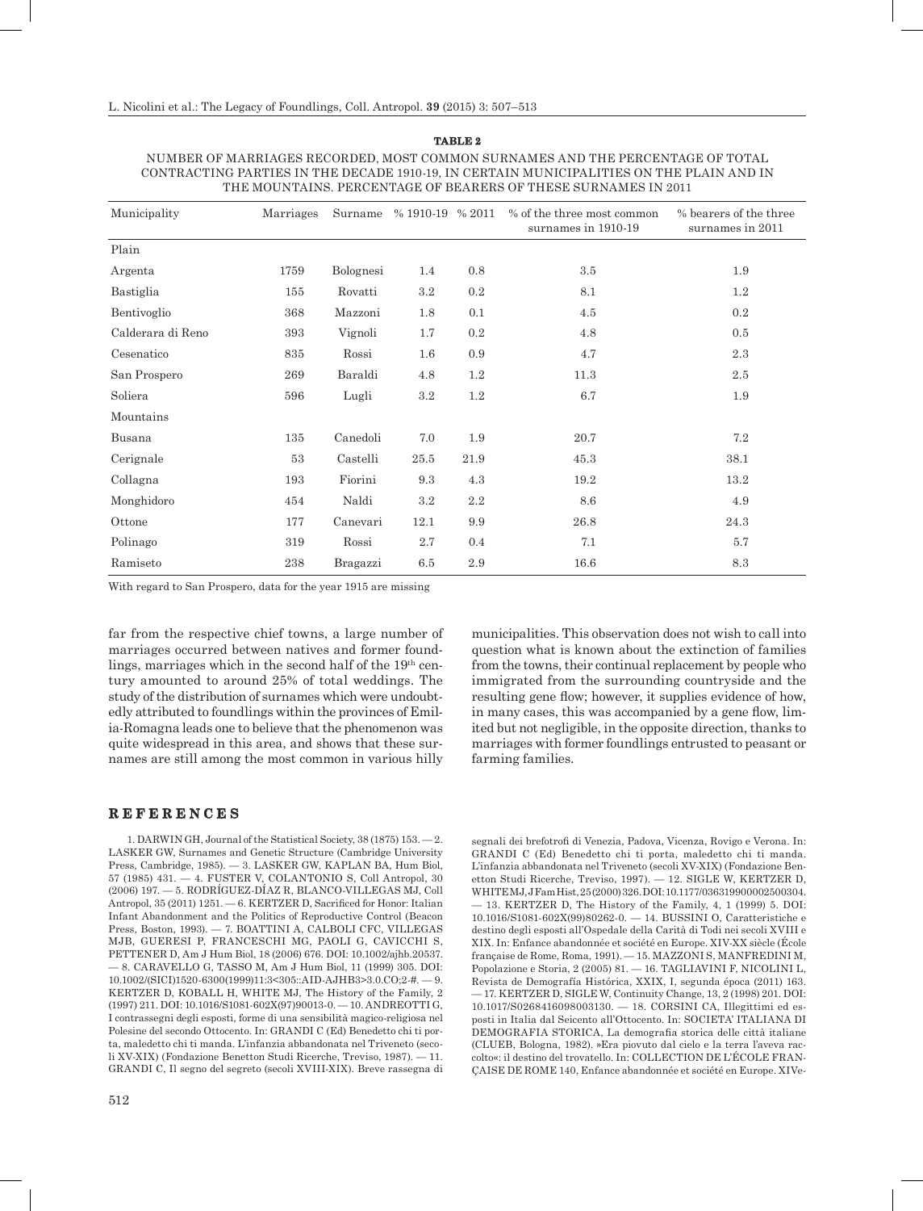**TABLE 2**

NUMBER OF MARRIAGES RECORDED, MOST COMMON SURNAMES AND THE PERCENTAGE OF TOTAL CONTRACTING PARTIES IN THE DECADE 1910-19, IN CERTAIN MUNICIPALITIES ON THE PLAIN AND IN THE MOUNTAINS. PERCENTAGE OF BEARERS OF THESE SURNAMES IN 2011

| Municipality | Marriages | Surname | % 1910-19 | % 2011 | % of the three most common surnames in 1910-19 | % bearers of the three surnames in 2011 |
|---|---|---|---|---|---|---|
| Plain | | | | | | |
| Argenta | 1759 | Bolognesi | 1.4 | 0.8 | 3.5 | 1.9 |
| Bastiglia | 155 | Rovatti | 3.2 | 0.2 | 8.1 | 1.2 |
| Bentivoglio | 368 | Mazzoni | 1.8 | 0.1 | 4.5 | 0.2 |
| Calderara di Reno | 393 | Vignoli | 1.7 | 0.2 | 4.8 | 0.5 |
| Cesenatico | 835 | Rossi | 1.6 | 0.9 | 4.7 | 2.3 |
| San Prospero | 269 | Baraldi | 4.8 | 1.2 | 11.3 | 2.5 |
| Soliera | 596 | Lugli | 3.2 | 1.2 | 6.7 | 1.9 |
| Mountains | | | | | | |
| Busana | 135 | Canedoli | 7.0 | 1.9 | 20.7 | 7.2 |
| Cerignale | 53 | Castelli | 25.5 | 21.9 | 45.3 | 38.1 |
| Collagna | 193 | Fiorini | 9.3 | 4.3 | 19.2 | 13.2 |
| Monghidoro | 454 | Naldi | 3.2 | 2.2 | 8.6 | 4.9 |
| Ottone | 177 | Canevari | 12.1 | 9.9 | 26.8 | 24.3 |
| Polinago | 319 | Rossi | 2.7 | 0.4 | 7.1 | 5.7 |
| Ramiseto | 238 | Bragazzi | 6.5 | 2.9 | 16.6 | 8.3 |

With regard to San Prospero, data for the year 1915 are missing

far from the respective chief towns, a large number of marriages occurred between natives and former foundlings, marriages which in the second half of the 19th century amounted to around 25% of total weddings. The study of the distribution of surnames which were undoubtedly attributed to foundlings within the provinces of Emilia-Romagna leads one to believe that the phenomenon was quite widespread in this area, and shows that these surnames are still among the most common in various hilly municipalities. This observation does not wish to call into question what is known about the extinction of families from the towns, their continual replacement by people who immigrated from the surrounding countryside and the resulting gene flow; however, it supplies evidence of how, in many cases, this was accompanied by a gene flow, limited but not negligible, in the opposite direction, thanks to marriages with former foundlings entrusted to peasant or farming families.

## REFERENCES

1. DARWIN GH, Journal of the Statistical Society, 38 (1875) 153. — 2. LASKER GW, Surnames and Genetic Structure (Cambridge University Press, Cambridge, 1985). — 3. LASKER GW, KAPLAN BA, Hum Biol, 57 (1985) 431. — 4. FUSTER V, COLANTONIO S, Coll Antropol, 30 (2006) 197. — 5. RODRÍGUEZ-DÍAZ R, BLANCO-VILLEGAS MJ, Coll Antropol, 35 (2011) 1251. — 6. KERTZER D, Sacrificed for Honor: Italian Infant Abandonment and the Politics of Reproductive Control (Beacon Press, Boston, 1993). — 7. BOATTINI A, CALBOLI CFC, VILLEGAS MJB, GUERESI P, FRANCESCHI MG, PAOLI G, CAVICCHI S, PETTENER D, Am J Hum Biol, 18 (2006) 676. DOI: 10.1002/ajhb.20537. — 8. CARAVELLO G, TASSO M, Am J Hum Biol, 11 (1999) 305. DOI: 10.1002/(SICI)1520-6300(1999)11:3<305::AID-AJHB3>3.0.CO;2-#. — 9. KERTZER D, KOBALL H, WHITE MJ, The History of the Family, 2 (1997) 211. DOI: 10.1016/S1081-602X(97)90013-0. — 10. ANDREOTTI G, I contrassegni degli esposti, forme di una sensibilità magico-religiosa nel Polesine del secondo Ottocento. In: GRANDI C (Ed) Benedetto chi ti porta, maledetto chi ti manda. L'infanzia abbandonata nel Triveneto (secoli XV-XIX) (Fondazione Benetton Studi Ricerche, Treviso, 1987). — 11. GRANDI C, Il segno del segreto (secoli XVIII-XIX). Breve rassegna di segnali dei brefotrofi di Venezia, Padova, Vicenza, Rovigo e Verona. In: GRANDI C (Ed) Benedetto chi ti porta, maledetto chi ti manda. L'infanzia abbandonata nel Triveneto (secoli XV-XIX) (Fondazione Benetton Studi Ricerche, Treviso, 1997). — 12. SIGLE W, KERTZER D, WHITE MJ, J Fam Hist, 25 (2000) 326. DOI: 10.1177/036319900002500304. — 13. KERTZER D, The History of the Family, 4, 1 (1999) 5. DOI: 10.1016/S1081-602X(99)80262-0. — 14. BUSSINI O, Caratteristiche e destino degli esposti all'Ospedale della Carità di Todi nei secoli XVIII e XIX. In: Enfance abandonnée et société en Europe. XIV-XX siècle (École française de Rome, Roma, 1991). — 15. MAZZONI S, MANFREDINI M, Popolazione e Storia, 2 (2005) 81. — 16. TAGLIAVINI F, NICOLINI L, Revista de Demografía Histórica, XXIX, I, segunda época (2011) 163. — 17. KERTZER D, SIGLE W, Continuity Change, 13, 2 (1998) 201. DOI: 10.1017/S0268416098003130. — 18. CORSINI CA, Illegittimi ed esposti in Italia dal Seicento all'Ottocento. In: SOCIETA' ITALIANA DI DEMOGRAFIA STORICA, La demografia storica delle città italiane (CLUEB, Bologna, 1982). »Era piovuto dal cielo e la terra l'aveva raccolto«: il destino del trovatello. In: COLLECTION DE L'ÉCOLE FRANÇAISE DE ROME 140, Enfance abandonnée et société en Europe. XIVe-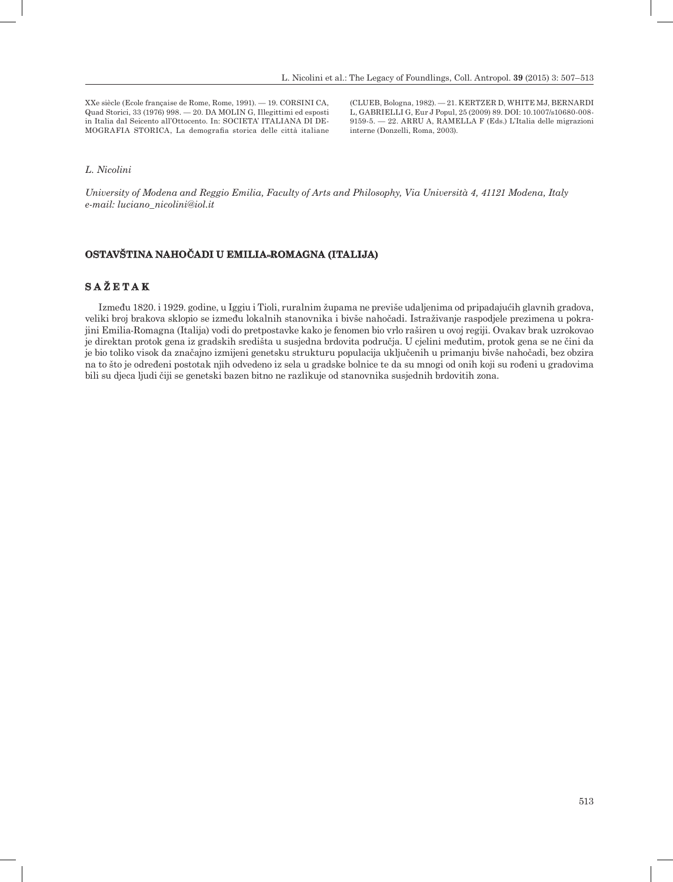XXe siècle (Ecole française de Rome, Rome, 1991). — 19. CORSINI CA, Quad Storici, 33 (1976) 998. — 20. DA MOLIN G, Illegittimi ed esposti in Italia dal Seicento all'Ottocento. In: SOCIETA' ITALIANA DI DEMOGRAFIA STORICA, La demografia storica delle città italiane (CLUEB, Bologna, 1982). — 21. KERTZER D, WHITE MJ, BERNARDI L, GABRIELLI G, Eur J Popul, 25 (2009) 89. DOI: 10.1007/s10680-008-9159-5. — 22. ARRU A, RAMELLA F (Eds.) L'Italia delle migrazioni interne (Donzelli, Roma, 2003).

*L. Nicolini*

*University of Modena and Reggio Emilia, Faculty of Arts and Philosophy, Via Università 4, 41121 Modena, Italy*
*e-mail: luciano_nicolini@iol.it*

## OSTAVŠTINA NAHOČADI U EMILIA-ROMAGNA (ITALIJA)

## SAŽETAK

Između 1820. i 1929. godine, u Iggiu i Tioli, ruralnim županijama ne previše udaljenima od pripadajućih glavnih gradova, veliki broj brakova sklopio se između lokalnih stanovnika i bivše nahočadi. Istraživanje raspodjele prezimena u pokrajini Emilia-Romagna (Italija) vodi do pretpostavke kako je fenomen bio vrlo raširen u ovoj regiji. Ovakav brak uzrokovao je direktan protok gena iz gradskih središta u susjedna brdovita područja. U cjelini međutim, protok gena se ne čini da je bio toliko visok da značajno izmijeni genetsku strukturu populacija uključenih u primanju bivše nahočadi, bez obzira na to što je određeni postotak njih odvedeno iz sela u gradske bolnice te da su mnogi od onih koji su rođeni u gradovima bili su djeca ljudi čiji se genetski bazen bitno ne razlikuje od stanovnika susjednih brdovitih zona.